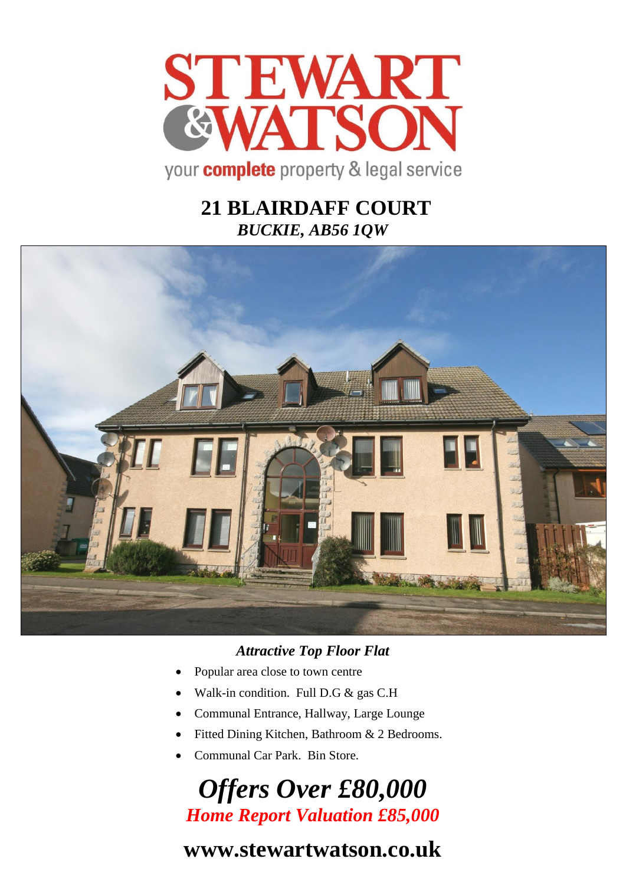STEWART &WATSON

your **complete** property & legal service

# 21 BLAIRDAFF COURT

***BUCKIE, AB56 1QW***

***Attractive Top Floor Flat***

- Popular area close to town centre
- Walk-in condition. Full D.G & gas C.H
- Communal Entrance, Hallway, Large Lounge
- Fitted Dining Kitchen, Bathroom & 2 Bedrooms.
- Communal Car Park. Bin Store.

## *Offers Over £80,000*

***Home Report Valuation £85,000***

**www.stewartwatson.co.uk**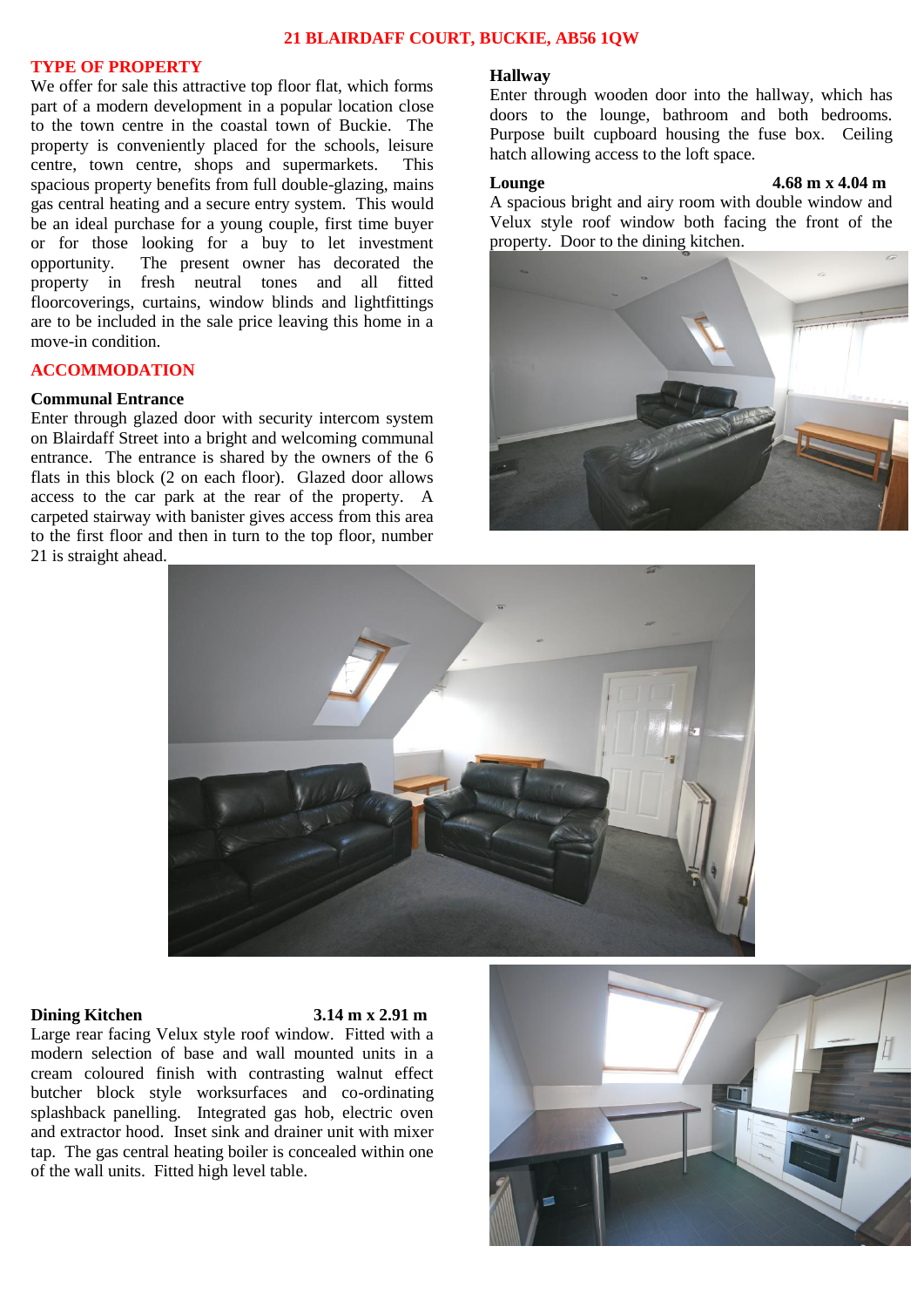**21 BLAIRDAFF COURT, BUCKIE, AB56 1QW**

## TYPE OF PROPERTY

We offer for sale this attractive top floor flat, which forms part of a modern development in a popular location close to the town centre in the coastal town of Buckie. The property is conveniently placed for the schools, leisure centre, town centre, shops and supermarkets. This spacious property benefits from full double-glazing, mains gas central heating and a secure entry system. This would be an ideal purchase for a young couple, first time buyer or for those looking for a buy to let investment opportunity. The present owner has decorated the property in fresh neutral tones and all fitted floorcoverings, curtains, window blinds and lightfittings are to be included in the sale price leaving this home in a move-in condition.

## ACCOMMODATION

### Communal Entrance

Enter through glazed door with security intercom system on Blairdaff Street into a bright and welcoming communal entrance. The entrance is shared by the owners of the 6 flats in this block (2 on each floor). Glazed door allows access to the car park at the rear of the property. A carpeted stairway with banister gives access from this area to the first floor and then in turn to the top floor, number 21 is straight ahead.

### Hallway

Enter through wooden door into the hallway, which has doors to the lounge, bathroom and both bedrooms. Purpose built cupboard housing the fuse box. Ceiling hatch allowing access to the loft space.

### Lounge 4.68 m x 4.04 m

A spacious bright and airy room with double window and Velux style roof window both facing the front of the property. Door to the dining kitchen.

### Dining Kitchen 3.14 m x 2.91 m

Large rear facing Velux style roof window. Fitted with a modern selection of base and wall mounted units in a cream coloured finish with contrasting walnut effect butcher block style worksurfaces and co-ordinating splashback panelling. Integrated gas hob, electric oven and extractor hood. Inset sink and drainer unit with mixer tap. The gas central heating boiler is concealed within one of the wall units. Fitted high level table.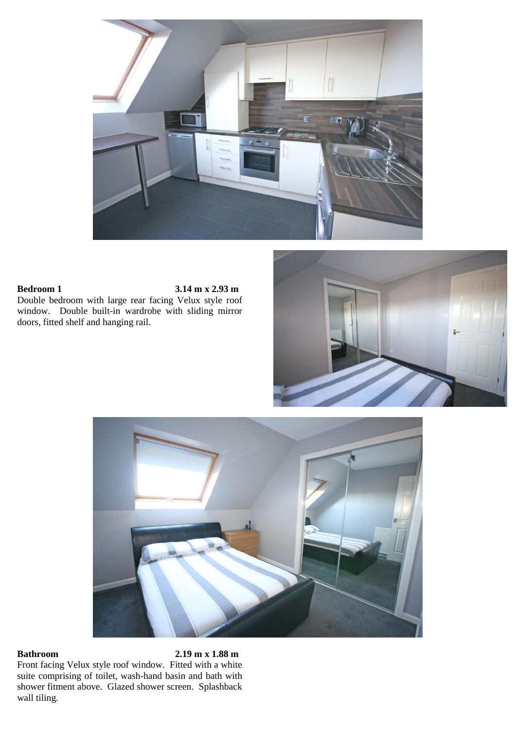**Bedroom 1** **3.14 m x 2.93 m**

Double bedroom with large rear facing Velux style roof window. Double built-in wardrobe with sliding mirror doors, fitted shelf and hanging rail.

**Bathroom** **2.19 m x 1.88 m**

Front facing Velux style roof window. Fitted with a white suite comprising of toilet, wash-hand basin and bath with shower fitment above. Glazed shower screen. Splashback wall tiling.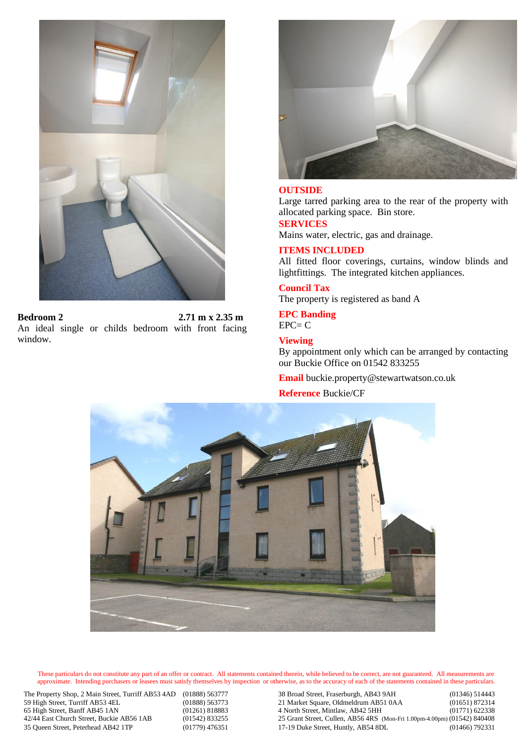**Bedroom 2** **2.71 m x 2.35 m**

An ideal single or childs bedroom with front facing window.

**OUTSIDE**

Large tarred parking area to the rear of the property with allocated parking space. Bin store.

**SERVICES**

Mains water, electric, gas and drainage.

**ITEMS INCLUDED**

All fitted floor coverings, curtains, window blinds and lightfittings. The integrated kitchen appliances.

**Council Tax**

The property is registered as band A

**EPC Banding**

EPC= C

**Viewing**

By appointment only which can be arranged by contacting our Buckie Office on 01542 833255

**Email** buckie.property@stewartwatson.co.uk

**Reference** Buckie/CF

These particulars do not constitute any part of an offer or contract. All statements contained therein, while believed to be correct, are not guaranteed. All measurements are approximate. Intending purchasers or leasees must satisfy themselves by inspection or otherwise, as to the accuracy of each of the statements contained in these particulars.

| | | | |
|---|---|---|---|
| The Property Shop, 2 Main Street, Turriff AB53 4AD | (01888) 563777 | 38 Broad Street, Fraserburgh, AB43 9AH | (01346) 514443 |
| 59 High Street, Turriff AB53 4EL | (01888) 563773 | 21 Market Square, Oldmeldrum AB51 0AA | (01651) 872314 |
| 65 High Street, Banff AB45 1AN | (01261) 818883 | 4 North Street, Mintlaw, AB42 5HH | (01771) 622338 |
| 42/44 East Church Street, Buckie AB56 1AB | (01542) 833255 | 25 Grant Street, Cullen, AB56 4RS (Mon-Fri 1.00pm-4.00pm) | (01542) 840408 |
| 35 Queen Street, Peterhead AB42 1TP | (01779) 476351 | 17-19 Duke Street, Huntly, AB54 8DL | (01466) 792331 |